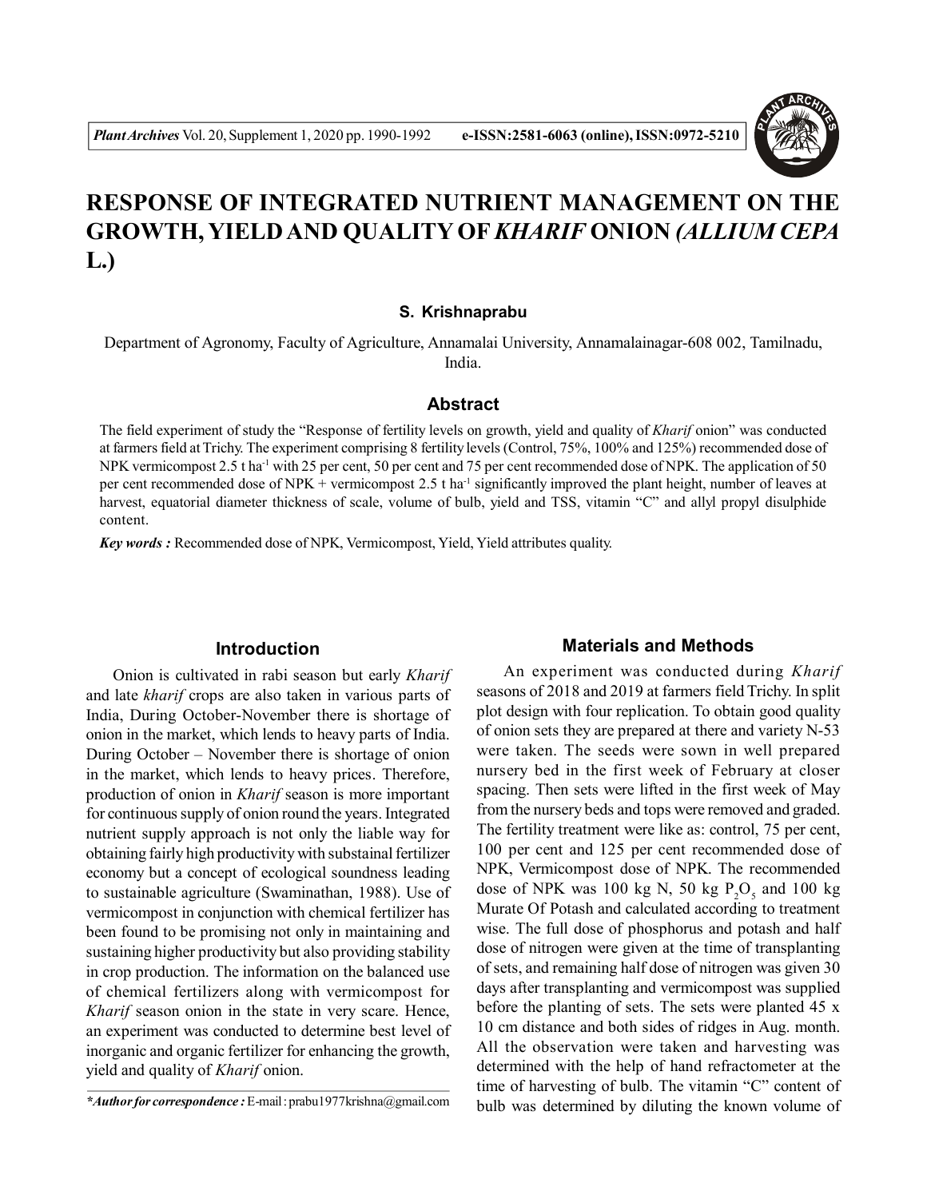# RESPONSE OF INTEGRATED NUTRIENT MANAGEMENT ON THE GROWTH, YIELD AND QUALITY OF *KHARIF* ONION *(ALLIUM CEPA* L.)

**S. Krishnaprabu**

Department of Agronomy, Faculty of Agriculture, Annamalai University, Annamalainagar-608 002, Tamilnadu, India.

## Abstract

The field experiment of study the "Response of fertility levels on growth, yield and quality of *Kharif* onion" was conducted at farmers field at Trichy. The experiment comprising 8 fertility levels (Control, 75%, 100% and 125%) recommended dose of NPK vermicompost 2.5 t ha$^{-1}$ with 25 per cent, 50 per cent and 75 per cent recommended dose of NPK. The application of 50 per cent recommended dose of NPK + vermicompost 2.5 t ha$^{-1}$ significantly improved the plant height, number of leaves at harvest, equatorial diameter thickness of scale, volume of bulb, yield and TSS, vitamin "C" and allyl propyl disulphide content.

***Key words :*** Recommended dose of NPK, Vermicompost, Yield, Yield attributes quality.

## Introduction

Onion is cultivated in rabi season but early *Kharif* and late *kharif* crops are also taken in various parts of India, During October-November there is shortage of onion in the market, which lends to heavy parts of India. During October – November there is shortage of onion in the market, which lends to heavy prices. Therefore, production of onion in *Kharif* season is more important for continuous supply of onion round the years. Integrated nutrient supply approach is not only the liable way for obtaining fairly high productivity with substainal fertilizer economy but a concept of ecological soundness leading to sustainable agriculture (Swaminathan, 1988). Use of vermicompost in conjunction with chemical fertilizer has been found to be promising not only in maintaining and sustaining higher productivity but also providing stability in crop production. The information on the balanced use of chemical fertilizers along with vermicompost for *Kharif* season onion in the state in very scare. Hence, an experiment was conducted to determine best level of inorganic and organic fertilizer for enhancing the growth, yield and quality of *Kharif* onion.

***Author for correspondence :** E-mail : prabu1977krishna@gmail.com

## Materials and Methods

An experiment was conducted during *Kharif* seasons of 2018 and 2019 at farmers field Trichy. In split plot design with four replication. To obtain good quality of onion sets they are prepared at there and variety N-53 were taken. The seeds were sown in well prepared nursery bed in the first week of February at closer spacing. Then sets were lifted in the first week of May from the nursery beds and tops were removed and graded. The fertility treatment were like as: control, 75 per cent, 100 per cent and 125 per cent recommended dose of NPK, Vermicompost dose of NPK. The recommended dose of NPK was 100 kg N, 50 kg $P_2O_5$ and 100 kg Murate Of Potash and calculated according to treatment wise. The full dose of phosphorus and potash and half dose of nitrogen were given at the time of transplanting of sets, and remaining half dose of nitrogen was given 30 days after transplanting and vermicompost was supplied before the planting of sets. The sets were planted 45 x 10 cm distance and both sides of ridges in Aug. month. All the observation were taken and harvesting was determined with the help of hand refractometer at the time of harvesting of bulb. The vitamin "C" content of bulb was determined by diluting the known volume of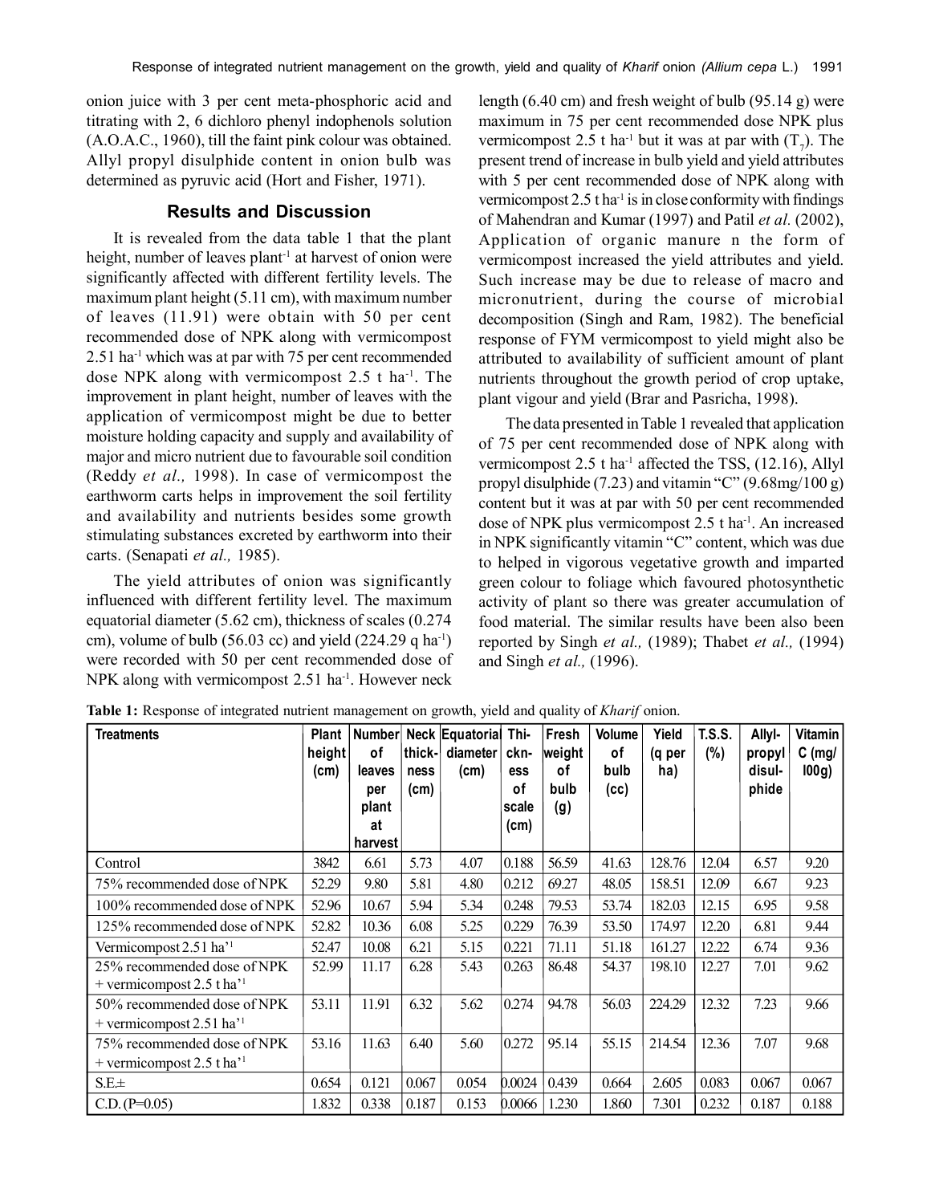onion juice with 3 per cent meta-phosphoric acid and titrating with 2, 6 dichloro phenyl indophenols solution (A.O.A.C., 1960), till the faint pink colour was obtained. Allyl propyl disulphide content in onion bulb was determined as pyruvic acid (Hort and Fisher, 1971).

## Results and Discussion

It is revealed from the data table 1 that the plant height, number of leaves plant$^{-1}$ at harvest of onion were significantly affected with different fertility levels. The maximum plant height (5.11 cm), with maximum number of leaves (11.91) were obtain with 50 per cent recommended dose of NPK along with vermicompost 2.51 ha$^{-1}$ which was at par with 75 per cent recommended dose NPK along with vermicompost 2.5 t ha$^{-1}$. The improvement in plant height, number of leaves with the application of vermicompost might be due to better moisture holding capacity and supply and availability of major and micro nutrient due to favourable soil condition (Reddy *et al.,* 1998). In case of vermicompost the earthworm carts helps in improvement the soil fertility and availability and nutrients besides some growth stimulating substances excreted by earthworm into their carts. (Senapati *et al.,* 1985).

The yield attributes of onion was significantly influenced with different fertility level. The maximum equatorial diameter (5.62 cm), thickness of scales (0.274 cm), volume of bulb (56.03 cc) and yield (224.29 q ha$^{-1}$) were recorded with 50 per cent recommended dose of NPK along with vermicompost 2.51 ha$^{-1}$. However neck length (6.40 cm) and fresh weight of bulb (95.14 g) were maximum in 75 per cent recommended dose NPK plus vermicompost 2.5 t ha$^{-1}$ but it was at par with ($T_7$). The present trend of increase in bulb yield and yield attributes with 5 per cent recommended dose of NPK along with vermicompost 2.5 t ha$^{-1}$ is in close conformity with findings of Mahendran and Kumar (1997) and Patil *et al.* (2002), Application of organic manure n the form of vermicompost increased the yield attributes and yield. Such increase may be due to release of macro and micronutrient, during the course of microbial decomposition (Singh and Ram, 1982). The beneficial response of FYM vermicompost to yield might also be attributed to availability of sufficient amount of plant nutrients throughout the growth period of crop uptake, plant vigour and yield (Brar and Pasricha, 1998).

The data presented in Table 1 revealed that application of 75 per cent recommended dose of NPK along with vermicompost 2.5 t ha$^{-1}$ affected the TSS, (12.16), Allyl propyl disulphide (7.23) and vitamin "C" (9.68mg/100 g) content but it was at par with 50 per cent recommended dose of NPK plus vermicompost 2.5 t ha$^{-1}$. An increased in NPK significantly vitamin "C" content, which was due to helped in vigorous vegetative growth and imparted green colour to foliage which favoured photosynthetic activity of plant so there was greater accumulation of food material. The similar results have been also been reported by Singh *et al.,* (1989); Thabet *et al.,* (1994) and Singh *et al.,* (1996).

**Table 1:** Response of integrated nutrient management on growth, yield and quality of *Kharif* onion.

| Treatments | Plant height (cm) | Number of leaves per plant at harvest | Neck thickness (cm) | Equatorial diameter (cm) | Thickness of scale (cm) | Fresh weight of bulb (g) | Volume of bulb (cc) | Yield (q per ha) | T.S.S. (%) | Allyl-propyl disul-phide | Vitamin C (mg/ l00g) |
|---|---|---|---|---|---|---|---|---|---|---|---|
| Control | 3842 | 6.61 | 5.73 | 4.07 | 0.188 | 56.59 | 41.63 | 128.76 | 12.04 | 6.57 | 9.20 |
| 75% recommended dose of NPK | 52.29 | 9.80 | 5.81 | 4.80 | 0.212 | 69.27 | 48.05 | 158.51 | 12.09 | 6.67 | 9.23 |
| 100% recommended dose of NPK | 52.96 | 10.67 | 5.94 | 5.34 | 0.248 | 79.53 | 53.74 | 182.03 | 12.15 | 6.95 | 9.58 |
| 125% recommended dose of NPK | 52.82 | 10.36 | 6.08 | 5.25 | 0.229 | 76.39 | 53.50 | 174.97 | 12.20 | 6.81 | 9.44 |
| Vermicompost 2.51 ha'¹ | 52.47 | 10.08 | 6.21 | 5.15 | 0.221 | 71.11 | 51.18 | 161.27 | 12.22 | 6.74 | 9.36 |
| 25% recommended dose of NPK + vermicompost 2.5 t ha'¹ | 52.99 | 11.17 | 6.28 | 5.43 | 0.263 | 86.48 | 54.37 | 198.10 | 12.27 | 7.01 | 9.62 |
| 50% recommended dose of NPK + vermicompost 2.51 ha'¹ | 53.11 | 11.91 | 6.32 | 5.62 | 0.274 | 94.78 | 56.03 | 224.29 | 12.32 | 7.23 | 9.66 |
| 75% recommended dose of NPK + vermicompost 2.5 t ha'¹ | 53.16 | 11.63 | 6.40 | 5.60 | 0.272 | 95.14 | 55.15 | 214.54 | 12.36 | 7.07 | 9.68 |
| S.E.± | 0.654 | 0.121 | 0.067 | 0.054 | 0.0024 | 0.439 | 0.664 | 2.605 | 0.083 | 0.067 | 0.067 |
| C.D. (P=0.05) | 1.832 | 0.338 | 0.187 | 0.153 | 0.0066 | 1.230 | 1.860 | 7.301 | 0.232 | 0.187 | 0.188 |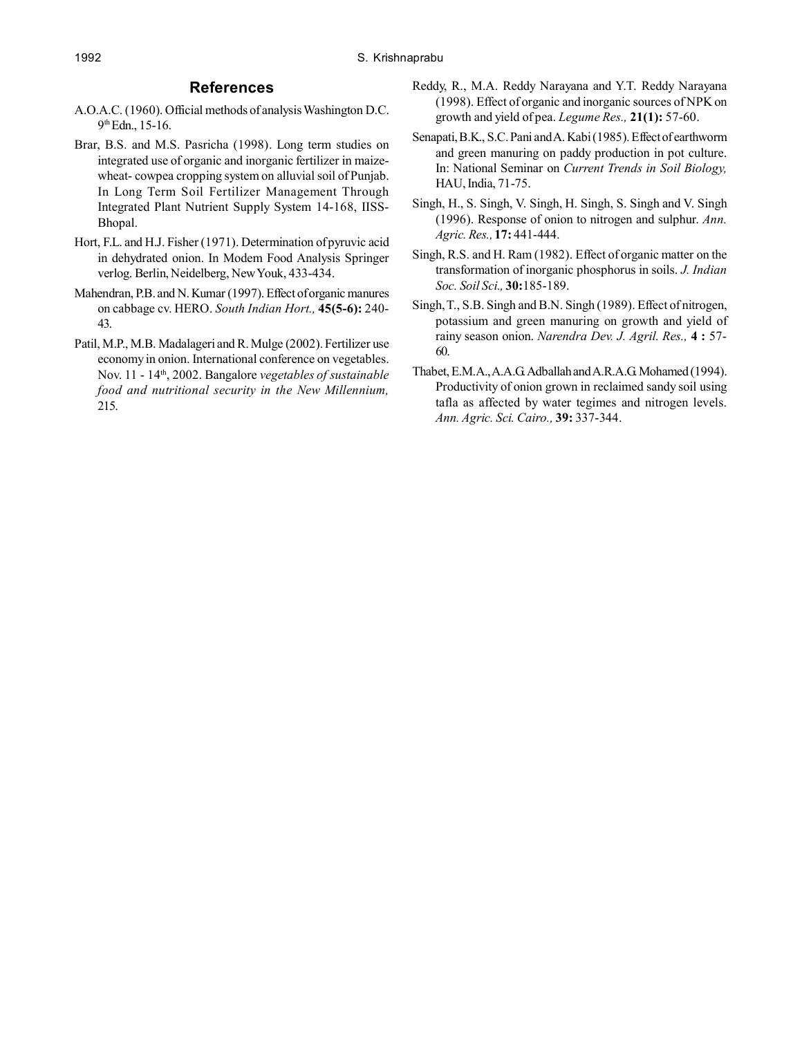## References

A.O.A.C. (1960). Official methods of analysis Washington D.C. 9th Edn., 15-16.

Brar, B.S. and M.S. Pasricha (1998). Long term studies on integrated use of organic and inorganic fertilizer in maize-wheat- cowpea cropping system on alluvial soil of Punjab. In Long Term Soil Fertilizer Management Through Integrated Plant Nutrient Supply System 14-168, IISS-Bhopal.

Hort, F.L. and H.J. Fisher (1971). Determination of pyruvic acid in dehydrated onion. In Modem Food Analysis Springer verlog. Berlin, Neidelberg, New Youk, 433-434.

Mahendran, P.B. and N. Kumar (1997). Effect of organic manures on cabbage cv. HERO. *South Indian Hort.,* **45(5-6):** 240-43.

Patil, M.P., M.B. Madalageri and R. Mulge (2002). Fertilizer use economy in onion. International conference on vegetables. Nov. 11 - 14th, 2002. Bangalore *vegetables of sustainable food and nutritional security in the New Millennium,* 215.

Reddy, R., M.A. Reddy Narayana and Y.T. Reddy Narayana (1998). Effect of organic and inorganic sources of NPK on growth and yield of pea. *Legume Res.,* **21(1):** 57-60.

Senapati, B.K., S.C. Pani and A. Kabi (1985). Effect of earthworm and green manuring on paddy production in pot culture. In: National Seminar on *Current Trends in Soil Biology,* HAU, India, 71-75.

Singh, H., S. Singh, V. Singh, H. Singh, S. Singh and V. Singh (1996). Response of onion to nitrogen and sulphur. *Ann. Agric. Res.,* **17:** 441-444.

Singh, R.S. and H. Ram (1982). Effect of organic matter on the transformation of inorganic phosphorus in soils. *J. Indian Soc. Soil Sci.,* **30:**185-189.

Singh, T., S.B. Singh and B.N. Singh (1989). Effect of nitrogen, potassium and green manuring on growth and yield of rainy season onion. *Narendra Dev. J. Agril. Res.,* **4 :** 57-60.

Thabet, E.M.A., A.A.G. Adballah and A.R.A.G. Mohamed (1994). Productivity of onion grown in reclaimed sandy soil using tafla as affected by water tegimes and nitrogen levels. *Ann. Agric. Sci. Cairo.,* **39:** 337-344.